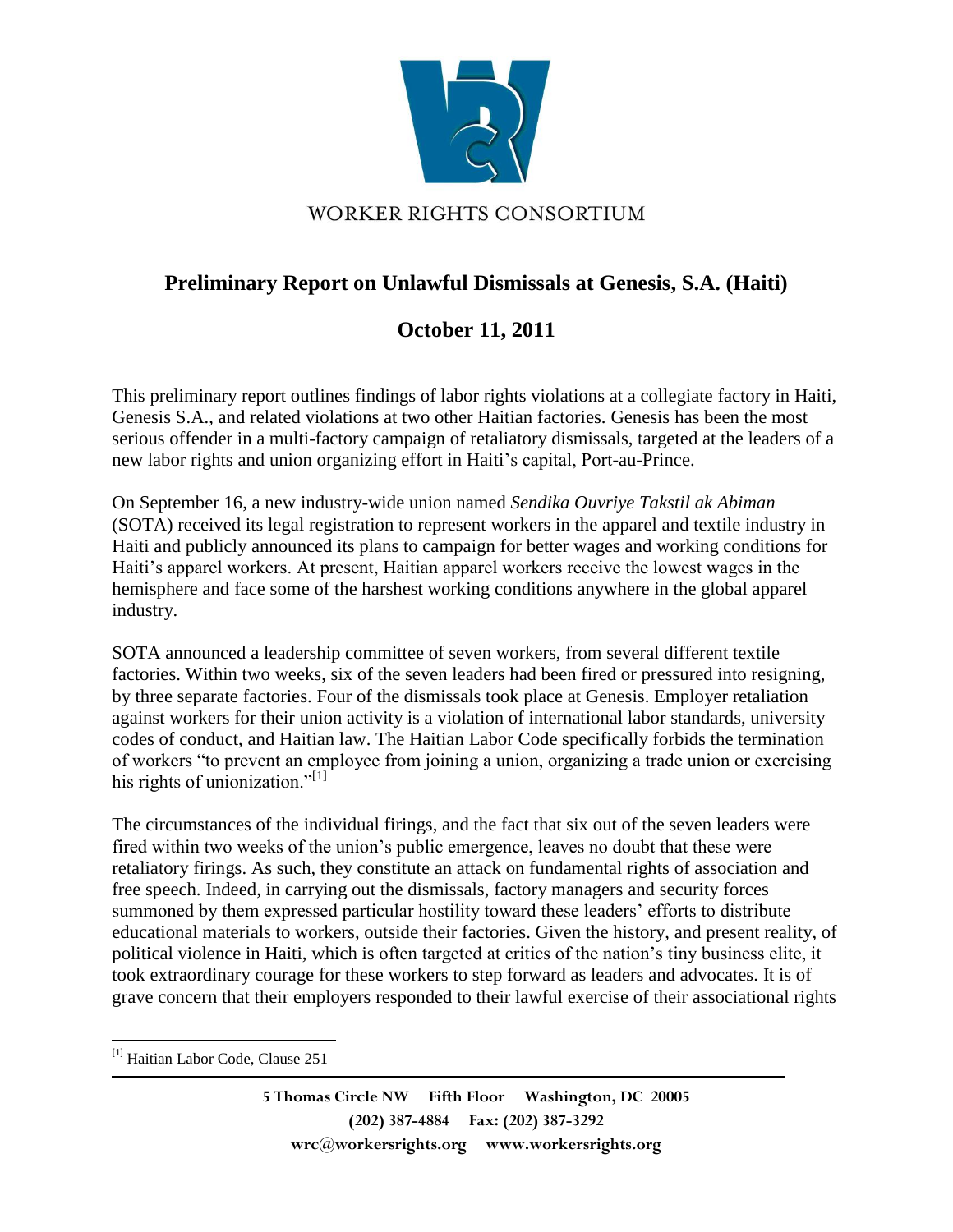WORKER RIGHTS CONSORTIUM

# Preliminary Report on Unlawful Dismissals at Genesis, S.A. (Haiti)

## October 11, 2011

This preliminary report outlines findings of labor rights violations at a collegiate factory in Haiti, Genesis S.A., and related violations at two other Haitian factories. Genesis has been the most serious offender in a multi-factory campaign of retaliatory dismissals, targeted at the leaders of a new labor rights and union organizing effort in Haiti's capital, Port-au-Prince.

On September 16, a new industry-wide union named *Sendika Ouvriye Takstil ak Abiman* (SOTA) received its legal registration to represent workers in the apparel and textile industry in Haiti and publicly announced its plans to campaign for better wages and working conditions for Haiti's apparel workers. At present, Haitian apparel workers receive the lowest wages in the hemisphere and face some of the harshest working conditions anywhere in the global apparel industry.

SOTA announced a leadership committee of seven workers, from several different textile factories. Within two weeks, six of the seven leaders had been fired or pressured into resigning, by three separate factories. Four of the dismissals took place at Genesis. Employer retaliation against workers for their union activity is a violation of international labor standards, university codes of conduct, and Haitian law. The Haitian Labor Code specifically forbids the termination of workers "to prevent an employee from joining a union, organizing a trade union or exercising his rights of unionization."[1]

The circumstances of the individual firings, and the fact that six out of the seven leaders were fired within two weeks of the union's public emergence, leaves no doubt that these were retaliatory firings. As such, they constitute an attack on fundamental rights of association and free speech. Indeed, in carrying out the dismissals, factory managers and security forces summoned by them expressed particular hostility toward these leaders' efforts to distribute educational materials to workers, outside their factories. Given the history, and present reality, of political violence in Haiti, which is often targeted at critics of the nation's tiny business elite, it took extraordinary courage for these workers to step forward as leaders and advocates. It is of grave concern that their employers responded to their lawful exercise of their associational rights

[1] Haitian Labor Code, Clause 251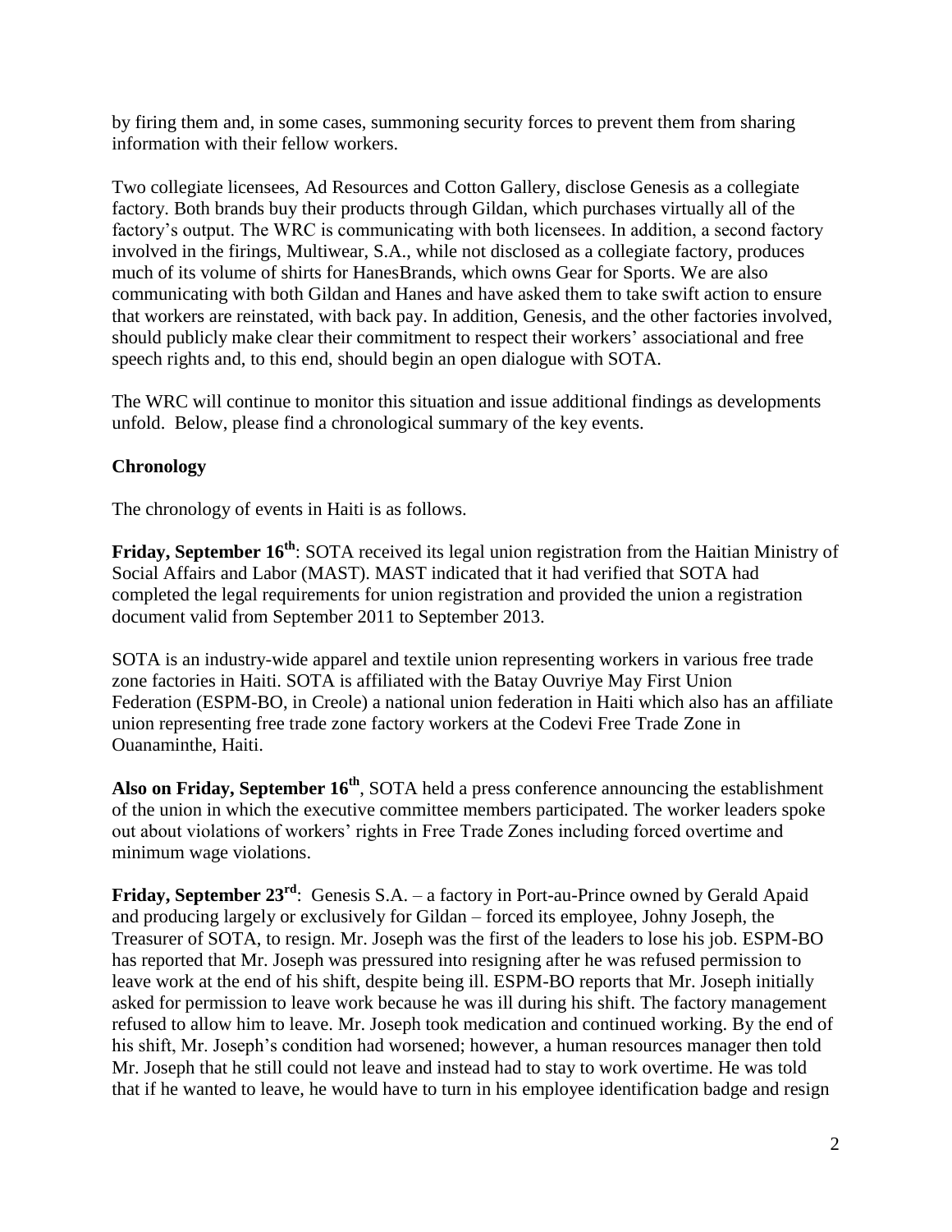by firing them and, in some cases, summoning security forces to prevent them from sharing information with their fellow workers.

Two collegiate licensees, Ad Resources and Cotton Gallery, disclose Genesis as a collegiate factory. Both brands buy their products through Gildan, which purchases virtually all of the factory's output. The WRC is communicating with both licensees. In addition, a second factory involved in the firings, Multiwear, S.A., while not disclosed as a collegiate factory, produces much of its volume of shirts for HanesBrands, which owns Gear for Sports. We are also communicating with both Gildan and Hanes and have asked them to take swift action to ensure that workers are reinstated, with back pay. In addition, Genesis, and the other factories involved, should publicly make clear their commitment to respect their workers' associational and free speech rights and, to this end, should begin an open dialogue with SOTA.

The WRC will continue to monitor this situation and issue additional findings as developments unfold. Below, please find a chronological summary of the key events.

## Chronology

The chronology of events in Haiti is as follows.

**Friday, September 16th**: SOTA received its legal union registration from the Haitian Ministry of Social Affairs and Labor (MAST). MAST indicated that it had verified that SOTA had completed the legal requirements for union registration and provided the union a registration document valid from September 2011 to September 2013.

SOTA is an industry-wide apparel and textile union representing workers in various free trade zone factories in Haiti. SOTA is affiliated with the Batay Ouvriye May First Union Federation (ESPM-BO, in Creole) a national union federation in Haiti which also has an affiliate union representing free trade zone factory workers at the Codevi Free Trade Zone in Ouanaminthe, Haiti.

**Also on Friday, September 16th**, SOTA held a press conference announcing the establishment of the union in which the executive committee members participated. The worker leaders spoke out about violations of workers' rights in Free Trade Zones including forced overtime and minimum wage violations.

**Friday, September 23rd**: Genesis S.A. – a factory in Port-au-Prince owned by Gerald Apaid and producing largely or exclusively for Gildan – forced its employee, Johny Joseph, the Treasurer of SOTA, to resign. Mr. Joseph was the first of the leaders to lose his job. ESPM-BO has reported that Mr. Joseph was pressured into resigning after he was refused permission to leave work at the end of his shift, despite being ill. ESPM-BO reports that Mr. Joseph initially asked for permission to leave work because he was ill during his shift. The factory management refused to allow him to leave. Mr. Joseph took medication and continued working. By the end of his shift, Mr. Joseph's condition had worsened; however, a human resources manager then told Mr. Joseph that he still could not leave and instead had to stay to work overtime. He was told that if he wanted to leave, he would have to turn in his employee identification badge and resign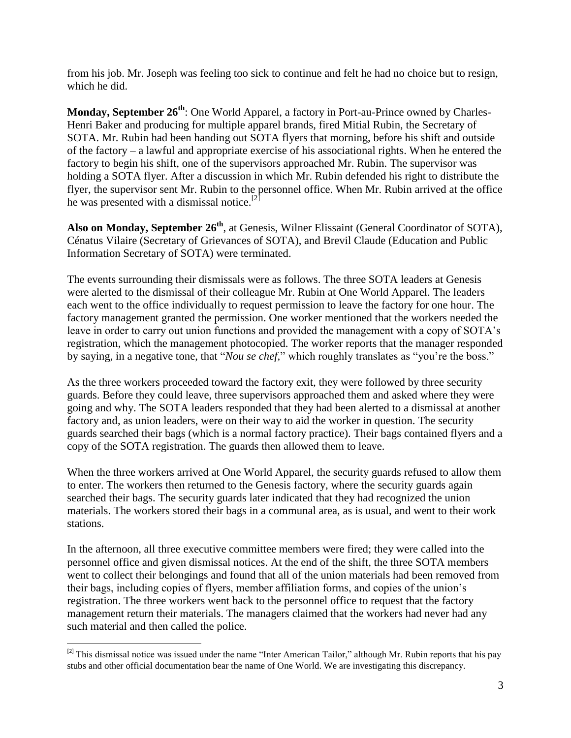from his job. Mr. Joseph was feeling too sick to continue and felt he had no choice but to resign, which he did.

**Monday, September 26th**: One World Apparel, a factory in Port-au-Prince owned by Charles-Henri Baker and producing for multiple apparel brands, fired Mitial Rubin, the Secretary of SOTA. Mr. Rubin had been handing out SOTA flyers that morning, before his shift and outside of the factory – a lawful and appropriate exercise of his associational rights. When he entered the factory to begin his shift, one of the supervisors approached Mr. Rubin. The supervisor was holding a SOTA flyer. After a discussion in which Mr. Rubin defended his right to distribute the flyer, the supervisor sent Mr. Rubin to the personnel office. When Mr. Rubin arrived at the office he was presented with a dismissal notice.[2]

**Also on Monday, September 26th**, at Genesis, Wilner Elissaint (General Coordinator of SOTA), Cénatus Vilaire (Secretary of Grievances of SOTA), and Brevil Claude (Education and Public Information Secretary of SOTA) were terminated.

The events surrounding their dismissals were as follows. The three SOTA leaders at Genesis were alerted to the dismissal of their colleague Mr. Rubin at One World Apparel. The leaders each went to the office individually to request permission to leave the factory for one hour. The factory management granted the permission. One worker mentioned that the workers needed the leave in order to carry out union functions and provided the management with a copy of SOTA's registration, which the management photocopied. The worker reports that the manager responded by saying, in a negative tone, that "*Nou se chef,*" which roughly translates as "you're the boss."

As the three workers proceeded toward the factory exit, they were followed by three security guards. Before they could leave, three supervisors approached them and asked where they were going and why. The SOTA leaders responded that they had been alerted to a dismissal at another factory and, as union leaders, were on their way to aid the worker in question. The security guards searched their bags (which is a normal factory practice). Their bags contained flyers and a copy of the SOTA registration. The guards then allowed them to leave.

When the three workers arrived at One World Apparel, the security guards refused to allow them to enter. The workers then returned to the Genesis factory, where the security guards again searched their bags. The security guards later indicated that they had recognized the union materials. The workers stored their bags in a communal area, as is usual, and went to their work stations.

In the afternoon, all three executive committee members were fired; they were called into the personnel office and given dismissal notices. At the end of the shift, the three SOTA members went to collect their belongings and found that all of the union materials had been removed from their bags, including copies of flyers, member affiliation forms, and copies of the union's registration. The three workers went back to the personnel office to request that the factory management return their materials. The managers claimed that the workers had never had any such material and then called the police.

---

[2] This dismissal notice was issued under the name "Inter American Tailor," although Mr. Rubin reports that his pay stubs and other official documentation bear the name of One World. We are investigating this discrepancy.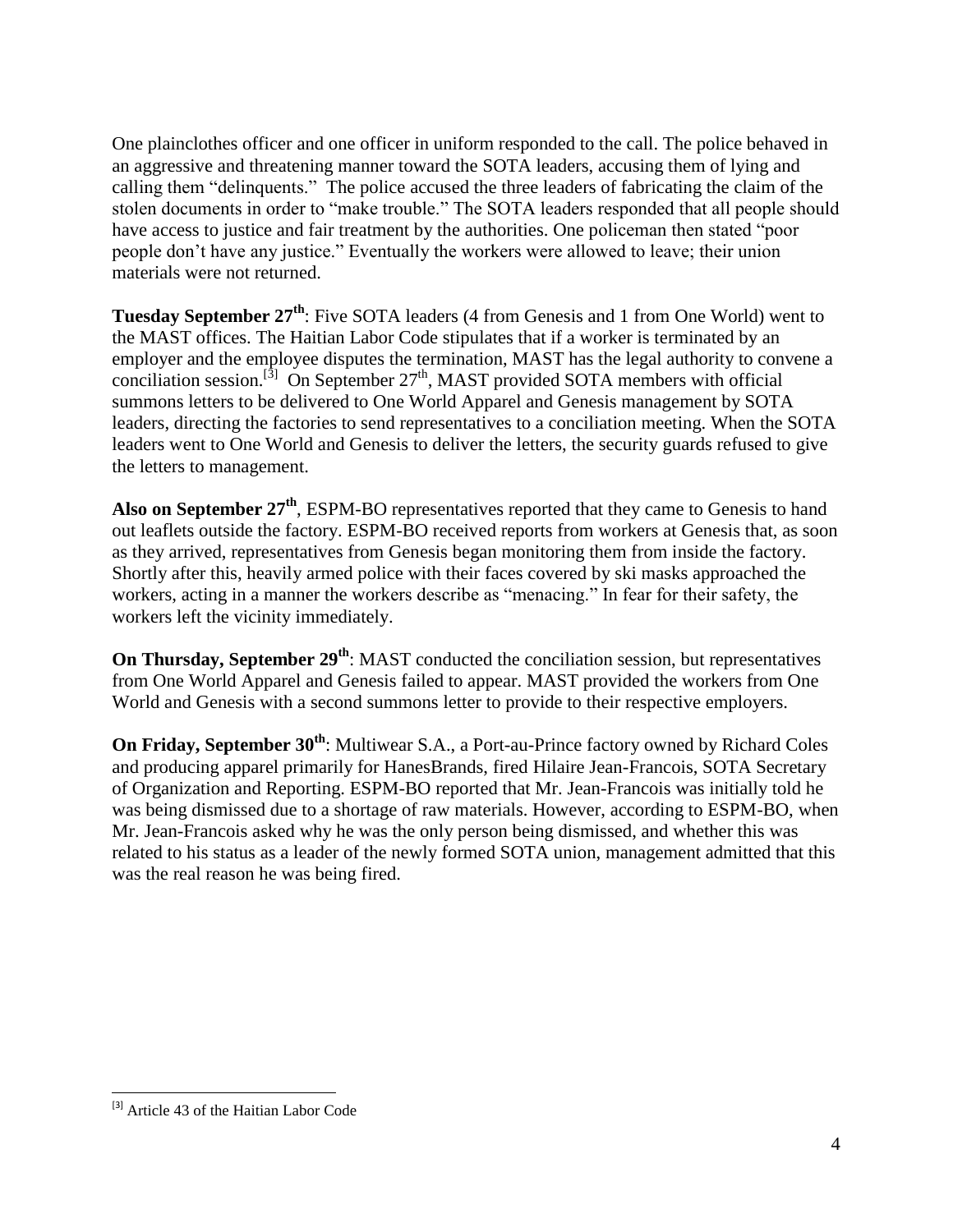One plainclothes officer and one officer in uniform responded to the call. The police behaved in an aggressive and threatening manner toward the SOTA leaders, accusing them of lying and calling them "delinquents." The police accused the three leaders of fabricating the claim of the stolen documents in order to "make trouble." The SOTA leaders responded that all people should have access to justice and fair treatment by the authorities. One policeman then stated "poor people don't have any justice." Eventually the workers were allowed to leave; their union materials were not returned.

**Tuesday September 27th**: Five SOTA leaders (4 from Genesis and 1 from One World) went to the MAST offices. The Haitian Labor Code stipulates that if a worker is terminated by an employer and the employee disputes the termination, MAST has the legal authority to convene a conciliation session.[3] On September 27th, MAST provided SOTA members with official summons letters to be delivered to One World Apparel and Genesis management by SOTA leaders, directing the factories to send representatives to a conciliation meeting. When the SOTA leaders went to One World and Genesis to deliver the letters, the security guards refused to give the letters to management.

**Also on September 27th**, ESPM-BO representatives reported that they came to Genesis to hand out leaflets outside the factory. ESPM-BO received reports from workers at Genesis that, as soon as they arrived, representatives from Genesis began monitoring them from inside the factory. Shortly after this, heavily armed police with their faces covered by ski masks approached the workers, acting in a manner the workers describe as "menacing." In fear for their safety, the workers left the vicinity immediately.

**On Thursday, September 29th**: MAST conducted the conciliation session, but representatives from One World Apparel and Genesis failed to appear. MAST provided the workers from One World and Genesis with a second summons letter to provide to their respective employers.

**On Friday, September 30th**: Multiwear S.A., a Port-au-Prince factory owned by Richard Coles and producing apparel primarily for HanesBrands, fired Hilaire Jean-Francois, SOTA Secretary of Organization and Reporting. ESPM-BO reported that Mr. Jean-Francois was initially told he was being dismissed due to a shortage of raw materials. However, according to ESPM-BO, when Mr. Jean-Francois asked why he was the only person being dismissed, and whether this was related to his status as a leader of the newly formed SOTA union, management admitted that this was the real reason he was being fired.

---

[3] Article 43 of the Haitian Labor Code